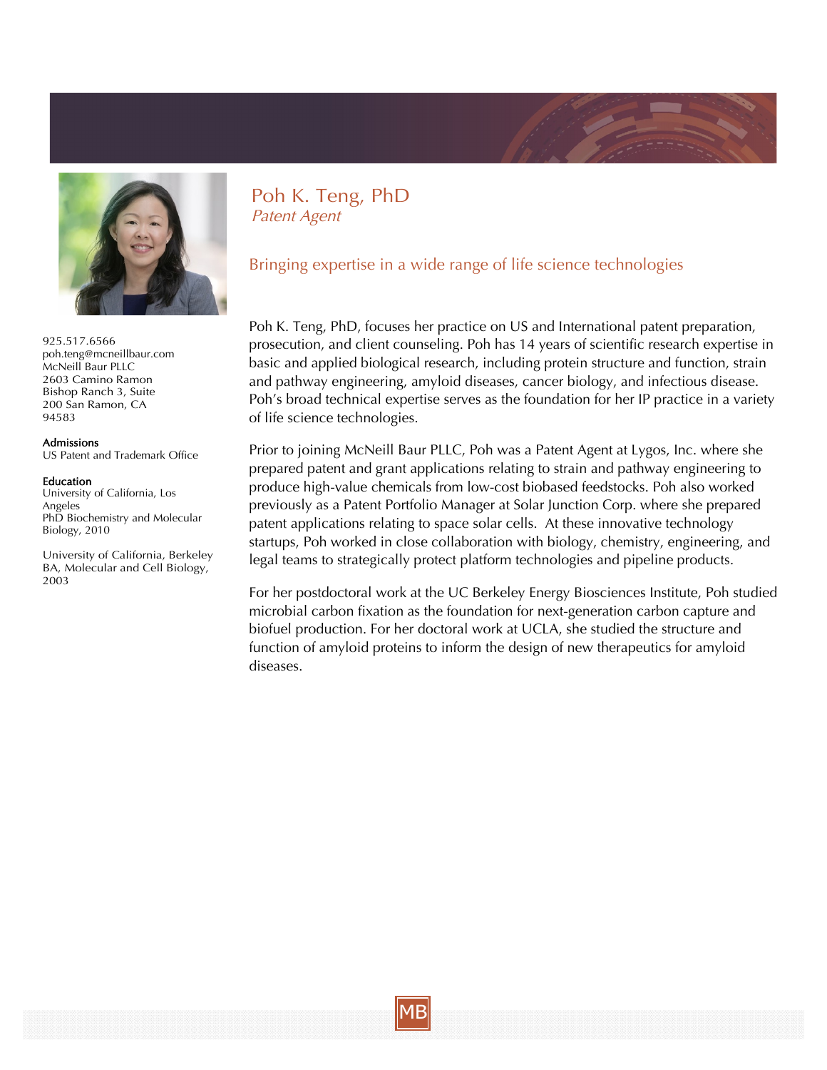# Poh K. Teng, PhD

*Patent Agent*

## Bringing expertise in a wide range of life science technologies

925.517.6566
poh.teng@mcneillbaur.com
McNeill Baur PLLC
2603 Camino Ramon
Bishop Ranch 3, Suite 200 San Ramon, CA 94583

**Admissions**
US Patent and Trademark Office

**Education**
University of California, Los Angeles
PhD Biochemistry and Molecular Biology, 2010

University of California, Berkeley
BA, Molecular and Cell Biology, 2003

Poh K. Teng, PhD, focuses her practice on US and International patent preparation, prosecution, and client counseling. Poh has 14 years of scientific research expertise in basic and applied biological research, including protein structure and function, strain and pathway engineering, amyloid diseases, cancer biology, and infectious disease. Poh's broad technical expertise serves as the foundation for her IP practice in a variety of life science technologies.

Prior to joining McNeill Baur PLLC, Poh was a Patent Agent at Lygos, Inc. where she prepared patent and grant applications relating to strain and pathway engineering to produce high-value chemicals from low-cost biobased feedstocks. Poh also worked previously as a Patent Portfolio Manager at Solar Junction Corp. where she prepared patent applications relating to space solar cells. At these innovative technology startups, Poh worked in close collaboration with biology, chemistry, engineering, and legal teams to strategically protect platform technologies and pipeline products.

For her postdoctoral work at the UC Berkeley Energy Biosciences Institute, Poh studied microbial carbon fixation as the foundation for next-generation carbon capture and biofuel production. For her doctoral work at UCLA, she studied the structure and function of amyloid proteins to inform the design of new therapeutics for amyloid diseases.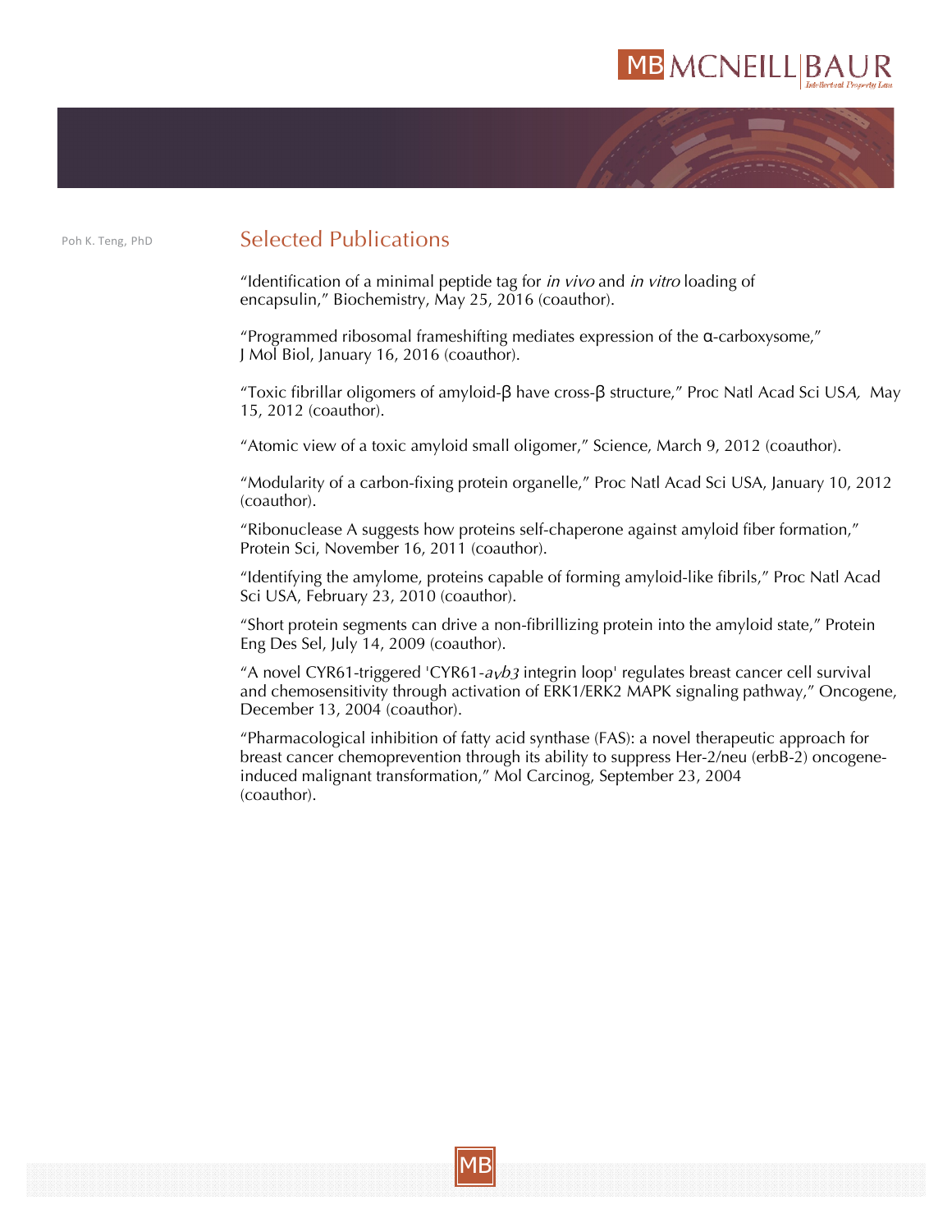Poh K. Teng, PhD

## Selected Publications

"Identification of a minimal peptide tag for *in vivo* and *in vitro* loading of encapsulin," Biochemistry, May 25, 2016 (coauthor).

"Programmed ribosomal frameshifting mediates expression of the α-carboxysome," J Mol Biol, January 16, 2016 (coauthor).

"Toxic fibrillar oligomers of amyloid-β have cross-β structure," Proc Natl Acad Sci USA, May 15, 2012 (coauthor).

"Atomic view of a toxic amyloid small oligomer," Science, March 9, 2012 (coauthor).

"Modularity of a carbon-fixing protein organelle," Proc Natl Acad Sci USA, January 10, 2012 (coauthor).

"Ribonuclease A suggests how proteins self-chaperone against amyloid fiber formation," Protein Sci, November 16, 2011 (coauthor).

"Identifying the amylome, proteins capable of forming amyloid-like fibrils," Proc Natl Acad Sci USA, February 23, 2010 (coauthor).

"Short protein segments can drive a non-fibrillizing protein into the amyloid state," Protein Eng Des Sel, July 14, 2009 (coauthor).

"A novel CYR61-triggered 'CYR61-$a_v b_3$ integrin loop' regulates breast cancer cell survival and chemosensitivity through activation of ERK1/ERK2 MAPK signaling pathway," Oncogene, December 13, 2004 (coauthor).

"Pharmacological inhibition of fatty acid synthase (FAS): a novel therapeutic approach for breast cancer chemoprevention through its ability to suppress Her-2/neu (erbB-2) oncogene-induced malignant transformation," Mol Carcinog, September 23, 2004 (coauthor).